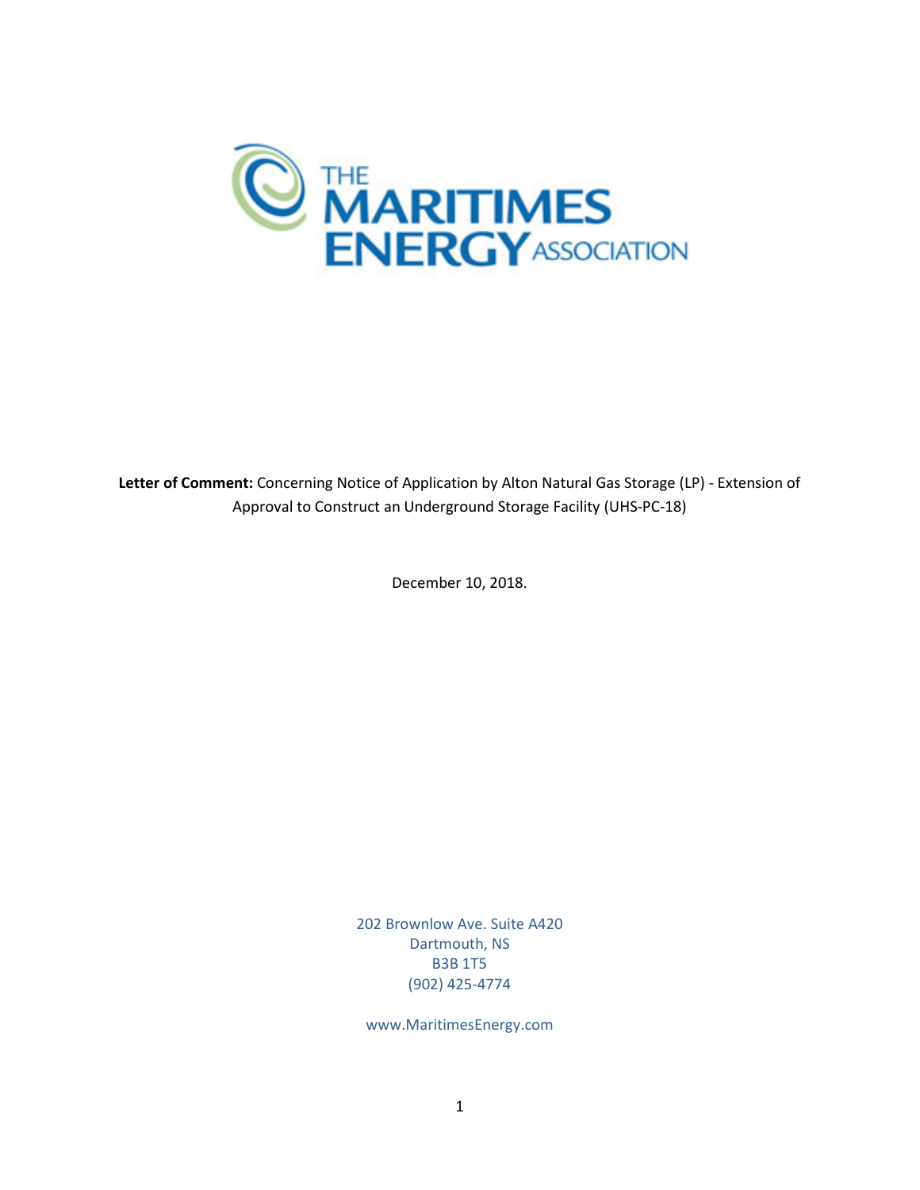THE MARITIMES ENERGY ASSOCIATION

**Letter of Comment:** Concerning Notice of Application by Alton Natural Gas Storage (LP) - Extension of Approval to Construct an Underground Storage Facility (UHS-PC-18)

December 10, 2018.

202 Brownlow Ave. Suite A420
Dartmouth, NS
B3B 1T5
(902) 425-4774

www.MaritimesEnergy.com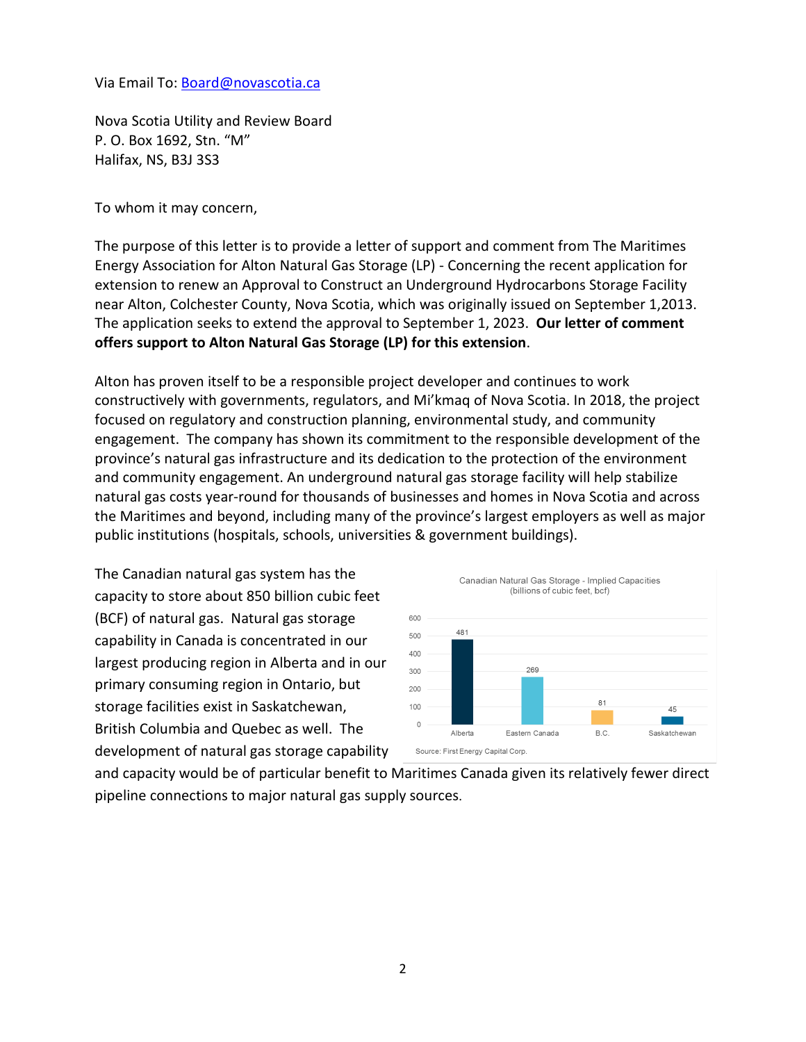Via Email To: Board@novascotia.ca

Nova Scotia Utility and Review Board
P. O. Box 1692, Stn. "M"
Halifax, NS, B3J 3S3

To whom it may concern,

The purpose of this letter is to provide a letter of support and comment from The Maritimes Energy Association for Alton Natural Gas Storage (LP) - Concerning the recent application for extension to renew an Approval to Construct an Underground Hydrocarbons Storage Facility near Alton, Colchester County, Nova Scotia, which was originally issued on September 1,2013. The application seeks to extend the approval to September 1, 2023. **Our letter of comment offers support to Alton Natural Gas Storage (LP) for this extension**.

Alton has proven itself to be a responsible project developer and continues to work constructively with governments, regulators, and Mi'kmaq of Nova Scotia. In 2018, the project focused on regulatory and construction planning, environmental study, and community engagement. The company has shown its commitment to the responsible development of the province's natural gas infrastructure and its dedication to the protection of the environment and community engagement. An underground natural gas storage facility will help stabilize natural gas costs year-round for thousands of businesses and homes in Nova Scotia and across the Maritimes and beyond, including many of the province's largest employers as well as major public institutions (hospitals, schools, universities & government buildings).

The Canadian natural gas system has the capacity to store about 850 billion cubic feet (BCF) of natural gas. Natural gas storage capability in Canada is concentrated in our largest producing region in Alberta and in our primary consuming region in Ontario, but storage facilities exist in Saskatchewan, British Columbia and Quebec as well. The development of natural gas storage capability and capacity would be of particular benefit to Maritimes Canada given its relatively fewer direct pipeline connections to major natural gas supply sources.

Canadian Natural Gas Storage - Implied Capacities (billions of cubic feet, bcf)

| Region | Capacity (bcf) |
|---|---|
| Alberta | 481 |
| Eastern Canada | 269 |
| B.C. | 81 |
| Saskatchewan | 45 |

Source: First Energy Capital Corp.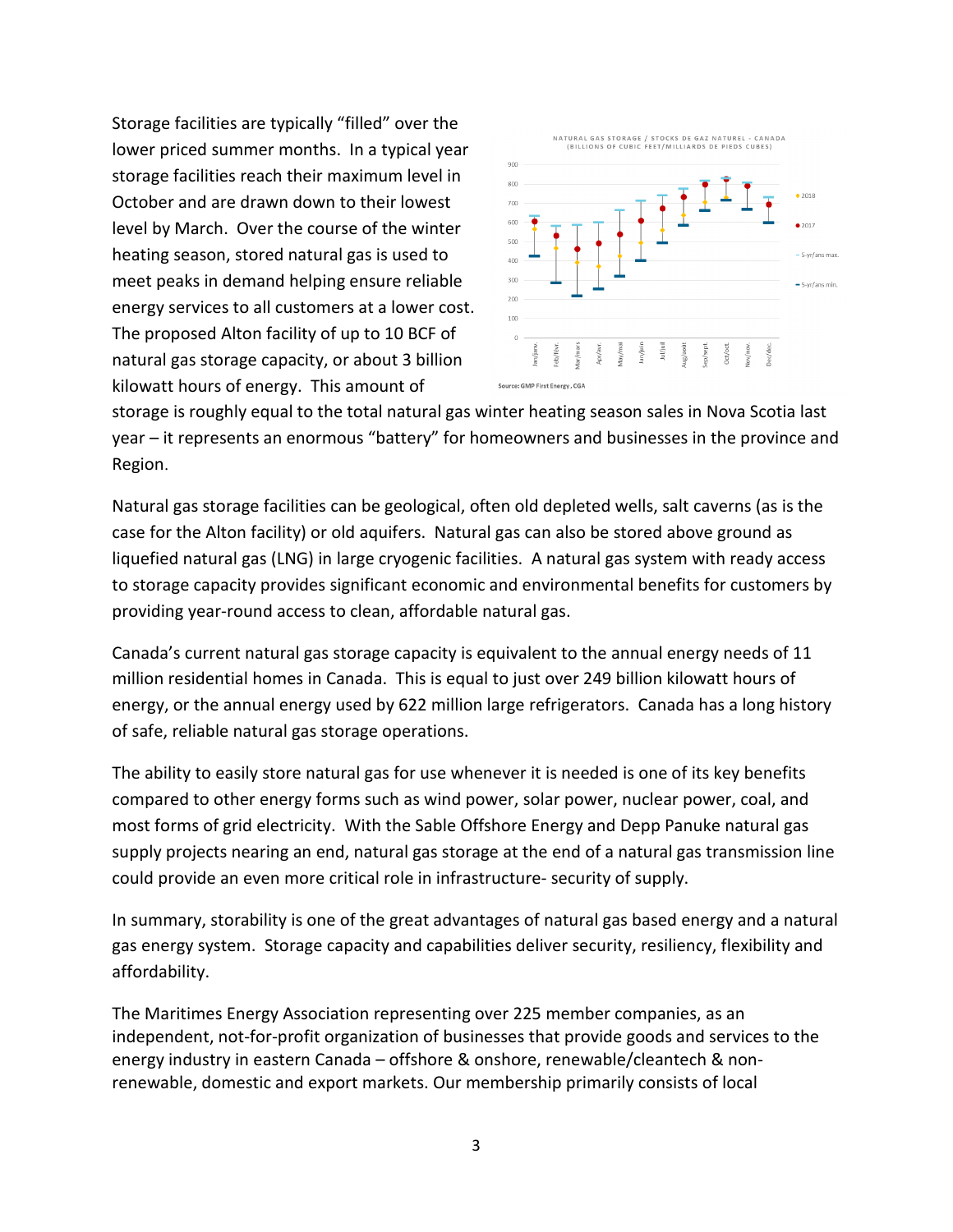Storage facilities are typically "filled" over the lower priced summer months. In a typical year storage facilities reach their maximum level in October and are drawn down to their lowest level by March. Over the course of the winter heating season, stored natural gas is used to meet peaks in demand helping ensure reliable energy services to all customers at a lower cost. The proposed Alton facility of up to 10 BCF of natural gas storage capacity, or about 3 billion kilowatt hours of energy. This amount of storage is roughly equal to the total natural gas winter heating season sales in Nova Scotia last year – it represents an enormous "battery" for homeowners and businesses in the province and Region.

Natural gas storage facilities can be geological, often old depleted wells, salt caverns (as is the case for the Alton facility) or old aquifers. Natural gas can also be stored above ground as liquefied natural gas (LNG) in large cryogenic facilities. A natural gas system with ready access to storage capacity provides significant economic and environmental benefits for customers by providing year-round access to clean, affordable natural gas.

Canada's current natural gas storage capacity is equivalent to the annual energy needs of 11 million residential homes in Canada. This is equal to just over 249 billion kilowatt hours of energy, or the annual energy used by 622 million large refrigerators. Canada has a long history of safe, reliable natural gas storage operations.

The ability to easily store natural gas for use whenever it is needed is one of its key benefits compared to other energy forms such as wind power, solar power, nuclear power, coal, and most forms of grid electricity. With the Sable Offshore Energy and Depp Panuke natural gas supply projects nearing an end, natural gas storage at the end of a natural gas transmission line could provide an even more critical role in infrastructure- security of supply.

In summary, storability is one of the great advantages of natural gas based energy and a natural gas energy system. Storage capacity and capabilities deliver security, resiliency, flexibility and affordability.

The Maritimes Energy Association representing over 225 member companies, as an independent, not-for-profit organization of businesses that provide goods and services to the energy industry in eastern Canada – offshore & onshore, renewable/cleantech & non-renewable, domestic and export markets. Our membership primarily consists of local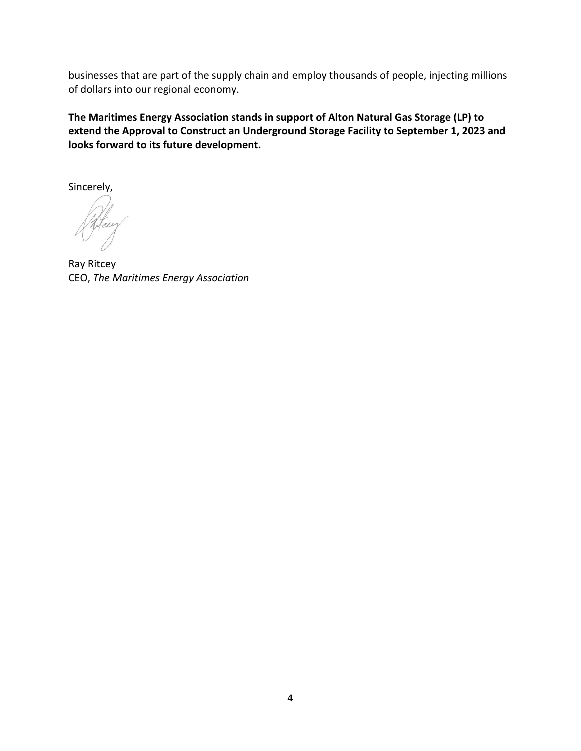businesses that are part of the supply chain and employ thousands of people, injecting millions of dollars into our regional economy.

**The Maritimes Energy Association stands in support of Alton Natural Gas Storage (LP) to extend the Approval to Construct an Underground Storage Facility to September 1, 2023 and looks forward to its future development.**

Sincerely,

Ray Ritcey  
CEO, *The Maritimes Energy Association*